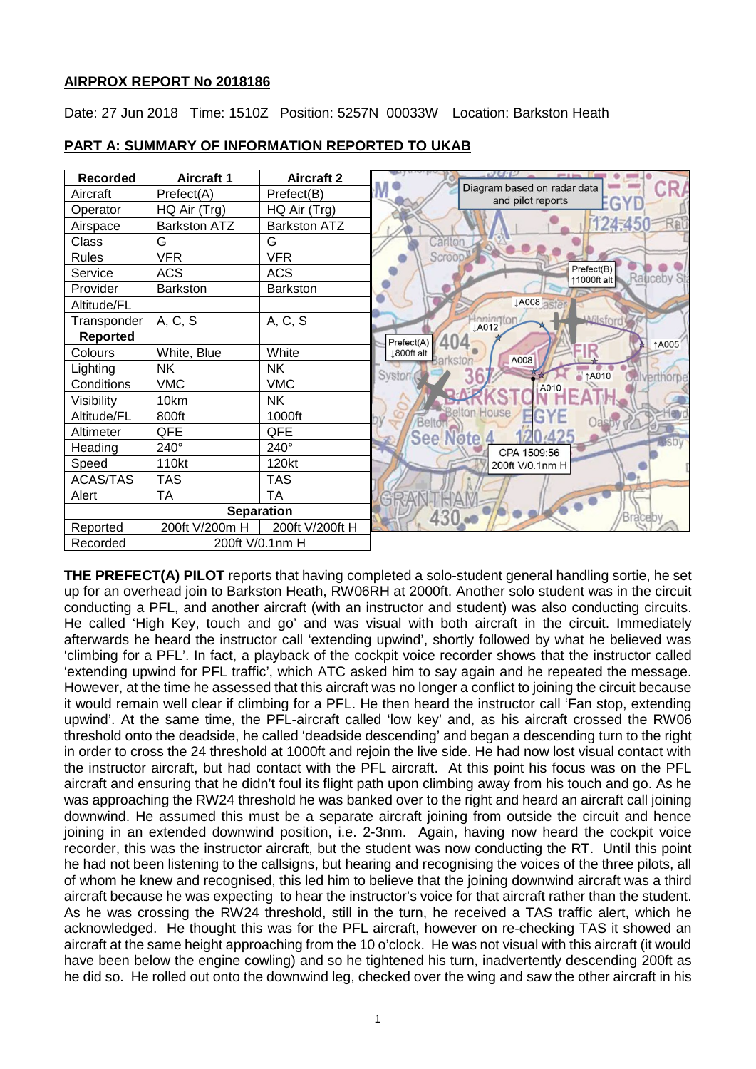**AIRPROX REPORT No 2018186**

Date: 27 Jun 2018 Time: 1510Z Position: 5257N 00033W Location: Barkston Heath

## PART A: SUMMARY OF INFORMATION REPORTED TO UKAB

| Recorded | Aircraft 1 | Aircraft 2 |
|---|---|---|
| Aircraft | Prefect(A) | Prefect(B) |
| Operator | HQ Air (Trg) | HQ Air (Trg) |
| Airspace | Barkston ATZ | Barkston ATZ |
| Class | G | G |
| Rules | VFR | VFR |
| Service | ACS | ACS |
| Provider | Barkston | Barkston |
| Altitude/FL | | |
| Transponder | A, C, S | A, C, S |
| **Reported** | | |
| Colours | White, Blue | White |
| Lighting | NK | NK |
| Conditions | VMC | VMC |
| Visibility | 10km | NK |
| Altitude/FL | 800ft | 1000ft |
| Altimeter | QFE | QFE |
| Heading | 240° | 240° |
| Speed | 110kt | 120kt |
| ACAS/TAS | TAS | TAS |
| Alert | TA | TA |
| **Separation** | | |
| Reported | 200ft V/200m H | 200ft V/200ft H |
| Recorded | 200ft V/0.1nm H | |

Diagram based on radar data and pilot reports

Prefect(B) ↑1000ft alt

Prefect(A) ↓800ft alt

↓A008

↓A012

A008

↑A005

↑A010

A010

CPA 1509:56 200ft V/0.1nm H

**THE PREFECT(A) PILOT** reports that having completed a solo-student general handling sortie, he set up for an overhead join to Barkston Heath, RW06RH at 2000ft. Another solo student was in the circuit conducting a PFL, and another aircraft (with an instructor and student) was also conducting circuits. He called 'High Key, touch and go' and was visual with both aircraft in the circuit. Immediately afterwards he heard the instructor call 'extending upwind', shortly followed by what he believed was 'climbing for a PFL'. In fact, a playback of the cockpit voice recorder shows that the instructor called 'extending upwind for PFL traffic', which ATC asked him to say again and he repeated the message. However, at the time he assessed that this aircraft was no longer a conflict to joining the circuit because it would remain well clear if climbing for a PFL. He then heard the instructor call 'Fan stop, extending upwind'. At the same time, the PFL-aircraft called 'low key' and, as his aircraft crossed the RW06 threshold onto the deadside, he called 'deadside descending' and began a descending turn to the right in order to cross the 24 threshold at 1000ft and rejoin the live side. He had now lost visual contact with the instructor aircraft, but had contact with the PFL aircraft. At this point his focus was on the PFL aircraft and ensuring that he didn't foul its flight path upon climbing away from his touch and go. As he was approaching the RW24 threshold he was banked over to the right and heard an aircraft call joining downwind. He assumed this must be a separate aircraft joining from outside the circuit and hence joining in an extended downwind position, i.e. 2-3nm. Again, having now heard the cockpit voice recorder, this was the instructor aircraft, but the student was now conducting the RT. Until this point he had not been listening to the callsigns, but hearing and recognising the voices of the three pilots, all of whom he knew and recognised, this led him to believe that the joining downwind aircraft was a third aircraft because he was expecting to hear the instructor's voice for that aircraft rather than the student. As he was crossing the RW24 threshold, still in the turn, he received a TAS traffic alert, which he acknowledged. He thought this was for the PFL aircraft, however on re-checking TAS it showed an aircraft at the same height approaching from the 10 o'clock. He was not visual with this aircraft (it would have been below the engine cowling) and so he tightened his turn, inadvertently descending 200ft as he did so. He rolled out onto the downwind leg, checked over the wing and saw the other aircraft in his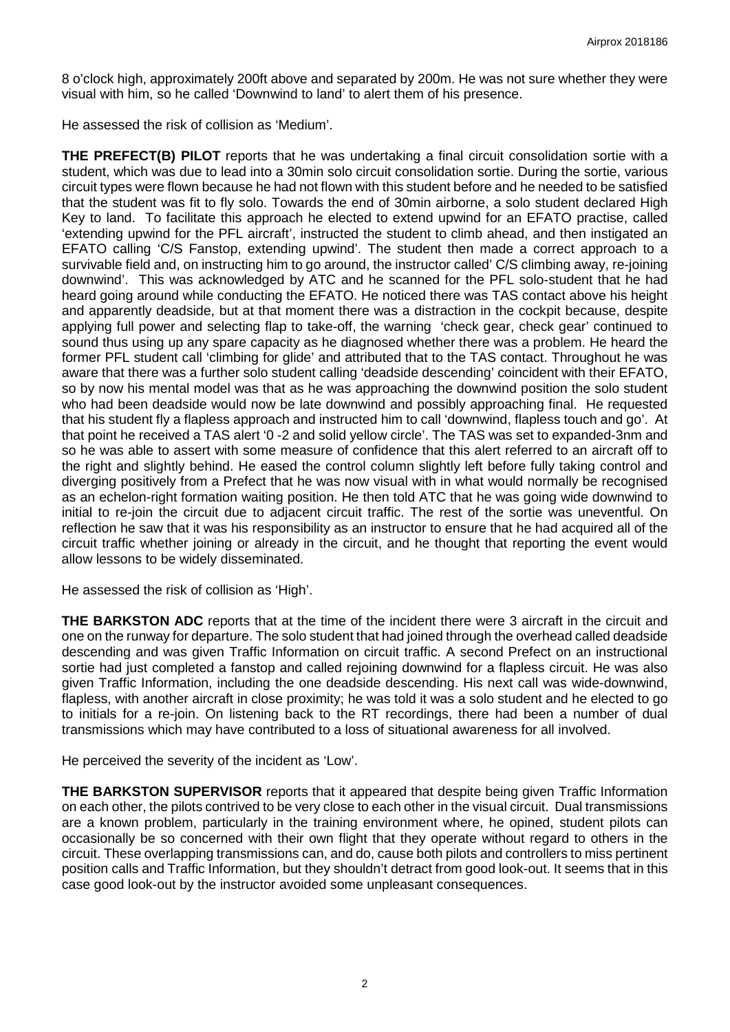8 o'clock high, approximately 200ft above and separated by 200m. He was not sure whether they were visual with him, so he called 'Downwind to land' to alert them of his presence.

He assessed the risk of collision as 'Medium'.

**THE PREFECT(B) PILOT** reports that he was undertaking a final circuit consolidation sortie with a student, which was due to lead into a 30min solo circuit consolidation sortie. During the sortie, various circuit types were flown because he had not flown with this student before and he needed to be satisfied that the student was fit to fly solo. Towards the end of 30min airborne, a solo student declared High Key to land. To facilitate this approach he elected to extend upwind for an EFATO practise, called 'extending upwind for the PFL aircraft', instructed the student to climb ahead, and then instigated an EFATO calling 'C/S Fanstop, extending upwind'. The student then made a correct approach to a survivable field and, on instructing him to go around, the instructor called' C/S climbing away, re-joining downwind'. This was acknowledged by ATC and he scanned for the PFL solo-student that he had heard going around while conducting the EFATO. He noticed there was TAS contact above his height and apparently deadside, but at that moment there was a distraction in the cockpit because, despite applying full power and selecting flap to take-off, the warning 'check gear, check gear' continued to sound thus using up any spare capacity as he diagnosed whether there was a problem. He heard the former PFL student call 'climbing for glide' and attributed that to the TAS contact. Throughout he was aware that there was a further solo student calling 'deadside descending' coincident with their EFATO, so by now his mental model was that as he was approaching the downwind position the solo student who had been deadside would now be late downwind and possibly approaching final. He requested that his student fly a flapless approach and instructed him to call 'downwind, flapless touch and go'. At that point he received a TAS alert '0 -2 and solid yellow circle'. The TAS was set to expanded-3nm and so he was able to assert with some measure of confidence that this alert referred to an aircraft off to the right and slightly behind. He eased the control column slightly left before fully taking control and diverging positively from a Prefect that he was now visual with in what would normally be recognised as an echelon-right formation waiting position. He then told ATC that he was going wide downwind to initial to re-join the circuit due to adjacent circuit traffic. The rest of the sortie was uneventful. On reflection he saw that it was his responsibility as an instructor to ensure that he had acquired all of the circuit traffic whether joining or already in the circuit, and he thought that reporting the event would allow lessons to be widely disseminated.

He assessed the risk of collision as 'High'.

**THE BARKSTON ADC** reports that at the time of the incident there were 3 aircraft in the circuit and one on the runway for departure. The solo student that had joined through the overhead called deadside descending and was given Traffic Information on circuit traffic. A second Prefect on an instructional sortie had just completed a fanstop and called rejoining downwind for a flapless circuit. He was also given Traffic Information, including the one deadside descending. His next call was wide-downwind, flapless, with another aircraft in close proximity; he was told it was a solo student and he elected to go to initials for a re-join. On listening back to the RT recordings, there had been a number of dual transmissions which may have contributed to a loss of situational awareness for all involved.

He perceived the severity of the incident as 'Low'.

**THE BARKSTON SUPERVISOR** reports that it appeared that despite being given Traffic Information on each other, the pilots contrived to be very close to each other in the visual circuit. Dual transmissions are a known problem, particularly in the training environment where, he opined, student pilots can occasionally be so concerned with their own flight that they operate without regard to others in the circuit. These overlapping transmissions can, and do, cause both pilots and controllers to miss pertinent position calls and Traffic Information, but they shouldn't detract from good look-out. It seems that in this case good look-out by the instructor avoided some unpleasant consequences.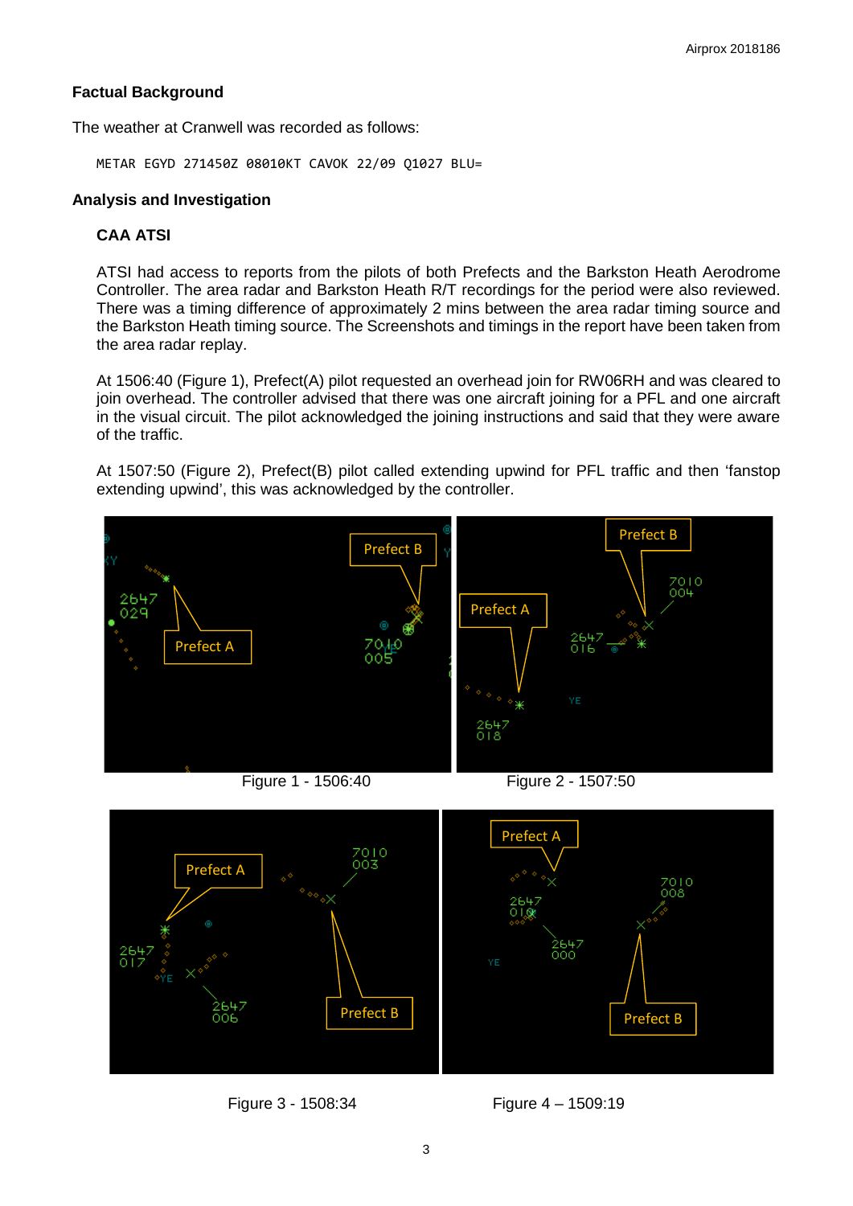## Factual Background

The weather at Cranwell was recorded as follows:

```
METAR EGYD 271450Z 08010KT CAVOK 22/09 Q1027 BLU=
```

## Analysis and Investigation

### CAA ATSI

ATSI had access to reports from the pilots of both Prefects and the Barkston Heath Aerodrome Controller. The area radar and Barkston Heath R/T recordings for the period were also reviewed. There was a timing difference of approximately 2 mins between the area radar timing source and the Barkston Heath timing source. The Screenshots and timings in the report have been taken from the area radar replay.

At 1506:40 (Figure 1), Prefect(A) pilot requested an overhead join for RW06RH and was cleared to join overhead. The controller advised that there was one aircraft joining for a PFL and one aircraft in the visual circuit. The pilot acknowledged the joining instructions and said that they were aware of the traffic.

At 1507:50 (Figure 2), Prefect(B) pilot called extending upwind for PFL traffic and then 'fanstop extending upwind', this was acknowledged by the controller.

Prefect A
2647
029
Prefect B
7010
005

Figure 1 - 1506:40

Prefect B
7010
004
Prefect A
2647
016
2647
018

Figure 2 - 1507:50

Prefect A
7010
003
2647
017
2647
006
Prefect B

Figure 3 - 1508:34

Prefect A
2647
010
2647
000
7010
008
Prefect B

Figure 4 – 1509:19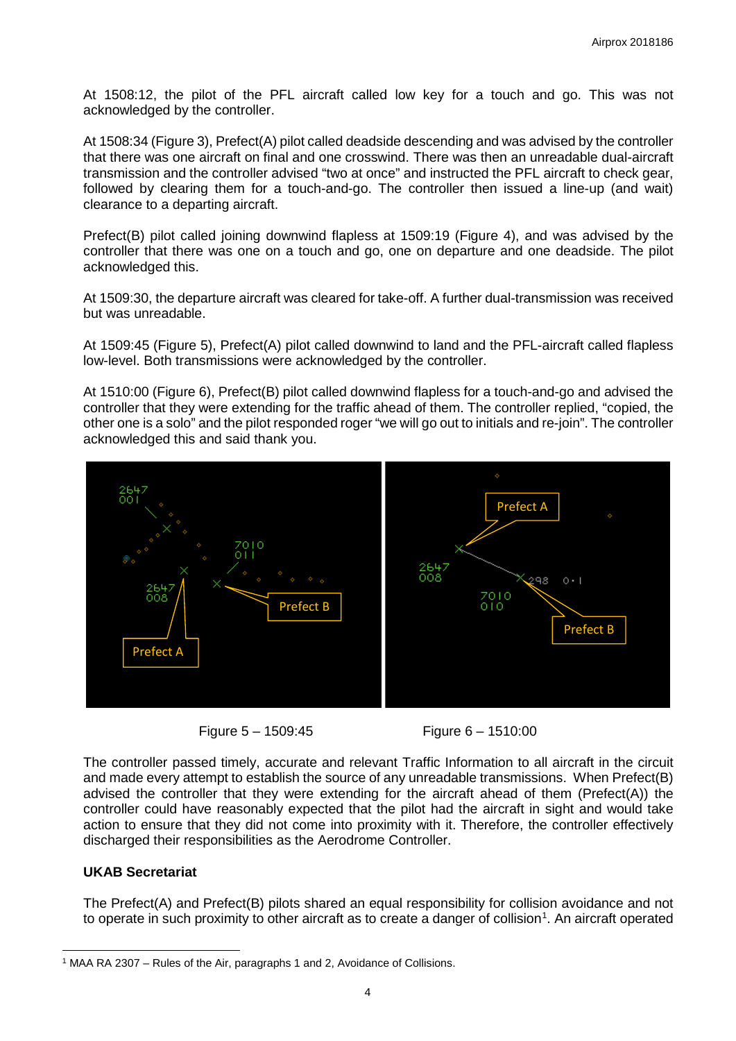At 1508:12, the pilot of the PFL aircraft called low key for a touch and go. This was not acknowledged by the controller.

At 1508:34 (Figure 3), Prefect(A) pilot called deadside descending and was advised by the controller that there was one aircraft on final and one crosswind. There was then an unreadable dual-aircraft transmission and the controller advised "two at once" and instructed the PFL aircraft to check gear, followed by clearing them for a touch-and-go. The controller then issued a line-up (and wait) clearance to a departing aircraft.

Prefect(B) pilot called joining downwind flapless at 1509:19 (Figure 4), and was advised by the controller that there was one on a touch and go, one on departure and one deadside. The pilot acknowledged this.

At 1509:30, the departure aircraft was cleared for take-off. A further dual-transmission was received but was unreadable.

At 1509:45 (Figure 5), Prefect(A) pilot called downwind to land and the PFL-aircraft called flapless low-level. Both transmissions were acknowledged by the controller.

At 1510:00 (Figure 6), Prefect(B) pilot called downwind flapless for a touch-and-go and advised the controller that they were extending for the traffic ahead of them. The controller replied, "copied, the other one is a solo" and the pilot responded roger "we will go out to initials and re-join". The controller acknowledged this and said thank you.

2647
001
7010
011
2647
008
Prefect B
Prefect A

Figure 5 – 1509:45

Prefect A
2647
008
298 0·1
7010
010
Prefect B

Figure 6 – 1510:00

The controller passed timely, accurate and relevant Traffic Information to all aircraft in the circuit and made every attempt to establish the source of any unreadable transmissions. When Prefect(B) advised the controller that they were extending for the aircraft ahead of them (Prefect(A)) the controller could have reasonably expected that the pilot had the aircraft in sight and would take action to ensure that they did not come into proximity with it. Therefore, the controller effectively discharged their responsibilities as the Aerodrome Controller.

### UKAB Secretariat

The Prefect(A) and Prefect(B) pilots shared an equal responsibility for collision avoidance and not to operate in such proximity to other aircraft as to create a danger of collision[1]. An aircraft operated

[1] MAA RA 2307 – Rules of the Air, paragraphs 1 and 2, Avoidance of Collisions.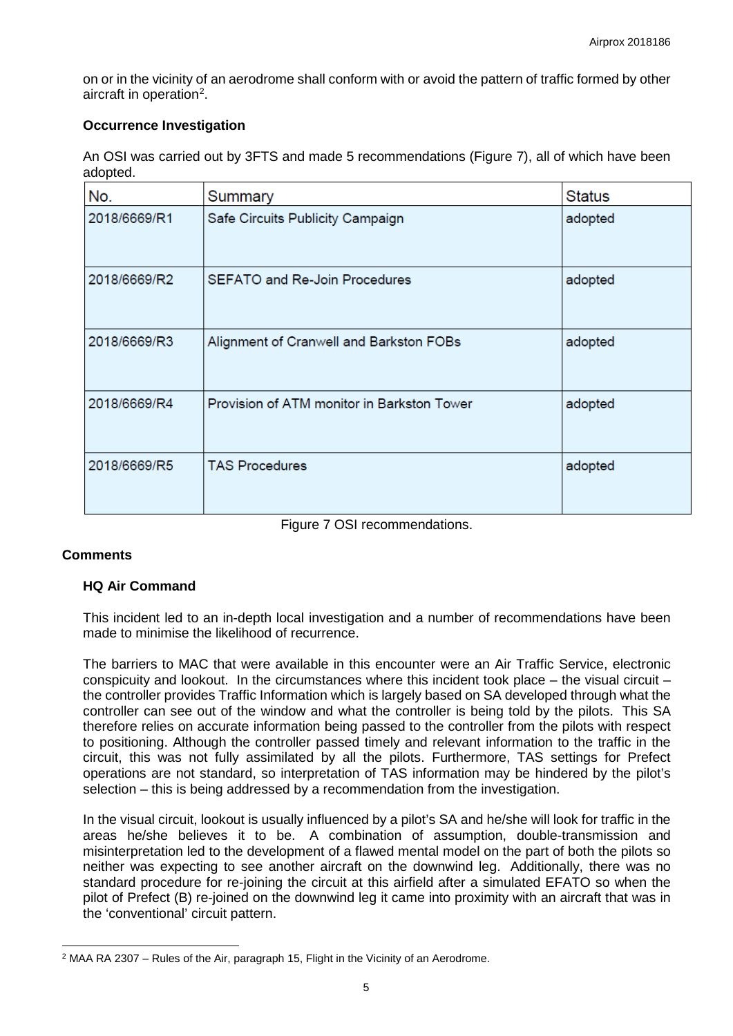on or in the vicinity of an aerodrome shall conform with or avoid the pattern of traffic formed by other aircraft in operation[2].

### Occurrence Investigation

An OSI was carried out by 3FTS and made 5 recommendations (Figure 7), all of which have been adopted.

| No. | Summary | Status |
|---|---|---|
| 2018/6669/R1 | Safe Circuits Publicity Campaign | adopted |
| 2018/6669/R2 | SEFATO and Re-Join Procedures | adopted |
| 2018/6669/R3 | Alignment of Cranwell and Barkston FOBs | adopted |
| 2018/6669/R4 | Provision of ATM monitor in Barkston Tower | adopted |
| 2018/6669/R5 | TAS Procedures | adopted |

Figure 7 OSI recommendations.

## Comments

### HQ Air Command

This incident led to an in-depth local investigation and a number of recommendations have been made to minimise the likelihood of recurrence.

The barriers to MAC that were available in this encounter were an Air Traffic Service, electronic conspicuity and lookout. In the circumstances where this incident took place – the visual circuit – the controller provides Traffic Information which is largely based on SA developed through what the controller can see out of the window and what the controller is being told by the pilots. This SA therefore relies on accurate information being passed to the controller from the pilots with respect to positioning. Although the controller passed timely and relevant information to the traffic in the circuit, this was not fully assimilated by all the pilots. Furthermore, TAS settings for Prefect operations are not standard, so interpretation of TAS information may be hindered by the pilot's selection – this is being addressed by a recommendation from the investigation.

In the visual circuit, lookout is usually influenced by a pilot's SA and he/she will look for traffic in the areas he/she believes it to be. A combination of assumption, double-transmission and misinterpretation led to the development of a flawed mental model on the part of both the pilots so neither was expecting to see another aircraft on the downwind leg. Additionally, there was no standard procedure for re-joining the circuit at this airfield after a simulated EFATO so when the pilot of Prefect (B) re-joined on the downwind leg it came into proximity with an aircraft that was in the 'conventional' circuit pattern.

[2] MAA RA 2307 – Rules of the Air, paragraph 15, Flight in the Vicinity of an Aerodrome.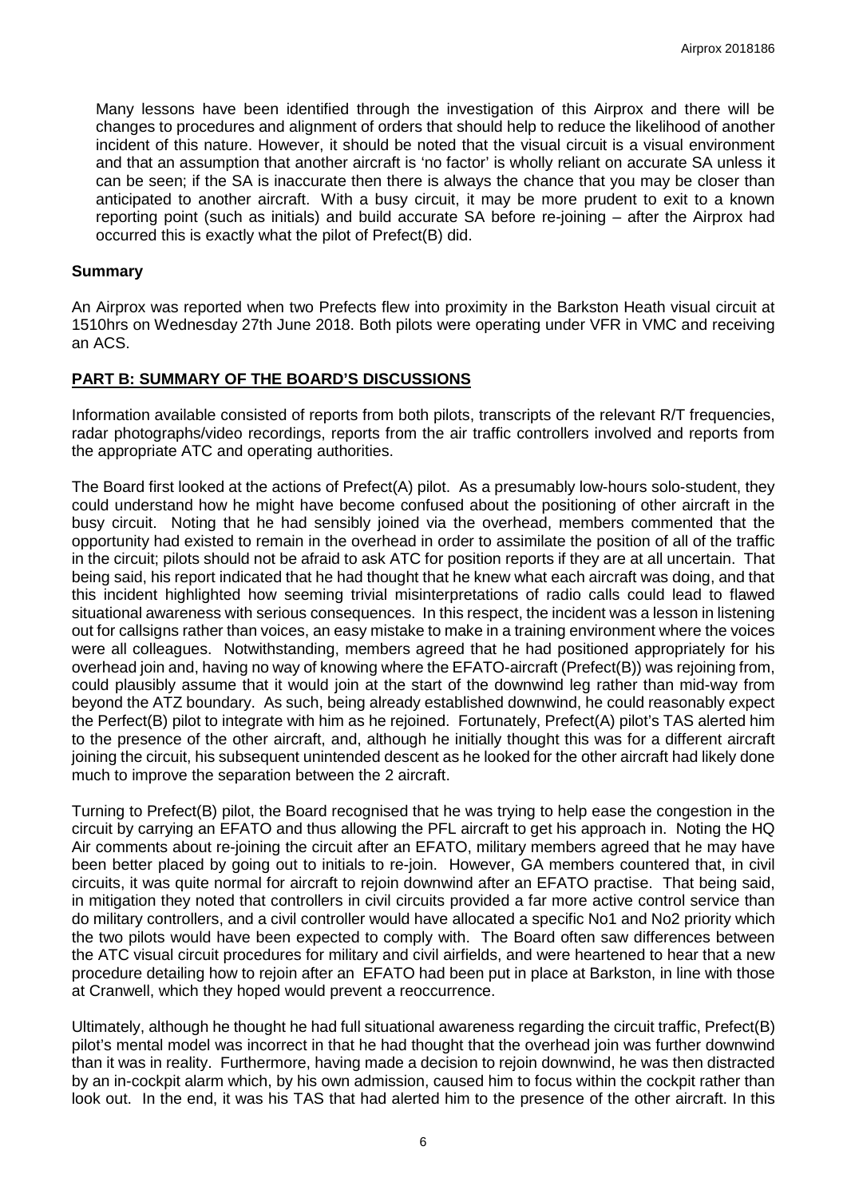Many lessons have been identified through the investigation of this Airprox and there will be changes to procedures and alignment of orders that should help to reduce the likelihood of another incident of this nature. However, it should be noted that the visual circuit is a visual environment and that an assumption that another aircraft is 'no factor' is wholly reliant on accurate SA unless it can be seen; if the SA is inaccurate then there is always the chance that you may be closer than anticipated to another aircraft. With a busy circuit, it may be more prudent to exit to a known reporting point (such as initials) and build accurate SA before re-joining – after the Airprox had occurred this is exactly what the pilot of Prefect(B) did.

## Summary

An Airprox was reported when two Prefects flew into proximity in the Barkston Heath visual circuit at 1510hrs on Wednesday 27th June 2018. Both pilots were operating under VFR in VMC and receiving an ACS.

## PART B: SUMMARY OF THE BOARD'S DISCUSSIONS

Information available consisted of reports from both pilots, transcripts of the relevant R/T frequencies, radar photographs/video recordings, reports from the air traffic controllers involved and reports from the appropriate ATC and operating authorities.

The Board first looked at the actions of Prefect(A) pilot. As a presumably low-hours solo-student, they could understand how he might have become confused about the positioning of other aircraft in the busy circuit. Noting that he had sensibly joined via the overhead, members commented that the opportunity had existed to remain in the overhead in order to assimilate the position of all of the traffic in the circuit; pilots should not be afraid to ask ATC for position reports if they are at all uncertain. That being said, his report indicated that he had thought that he knew what each aircraft was doing, and that this incident highlighted how seeming trivial misinterpretations of radio calls could lead to flawed situational awareness with serious consequences. In this respect, the incident was a lesson in listening out for callsigns rather than voices, an easy mistake to make in a training environment where the voices were all colleagues. Notwithstanding, members agreed that he had positioned appropriately for his overhead join and, having no way of knowing where the EFATO-aircraft (Prefect(B)) was rejoining from, could plausibly assume that it would join at the start of the downwind leg rather than mid-way from beyond the ATZ boundary. As such, being already established downwind, he could reasonably expect the Perfect(B) pilot to integrate with him as he rejoined. Fortunately, Prefect(A) pilot's TAS alerted him to the presence of the other aircraft, and, although he initially thought this was for a different aircraft joining the circuit, his subsequent unintended descent as he looked for the other aircraft had likely done much to improve the separation between the 2 aircraft.

Turning to Prefect(B) pilot, the Board recognised that he was trying to help ease the congestion in the circuit by carrying an EFATO and thus allowing the PFL aircraft to get his approach in. Noting the HQ Air comments about re-joining the circuit after an EFATO, military members agreed that he may have been better placed by going out to initials to re-join. However, GA members countered that, in civil circuits, it was quite normal for aircraft to rejoin downwind after an EFATO practise. That being said, in mitigation they noted that controllers in civil circuits provided a far more active control service than do military controllers, and a civil controller would have allocated a specific No1 and No2 priority which the two pilots would have been expected to comply with. The Board often saw differences between the ATC visual circuit procedures for military and civil airfields, and were heartened to hear that a new procedure detailing how to rejoin after an EFATO had been put in place at Barkston, in line with those at Cranwell, which they hoped would prevent a reoccurrence.

Ultimately, although he thought he had full situational awareness regarding the circuit traffic, Prefect(B) pilot's mental model was incorrect in that he had thought that the overhead join was further downwind than it was in reality. Furthermore, having made a decision to rejoin downwind, he was then distracted by an in-cockpit alarm which, by his own admission, caused him to focus within the cockpit rather than look out. In the end, it was his TAS that had alerted him to the presence of the other aircraft. In this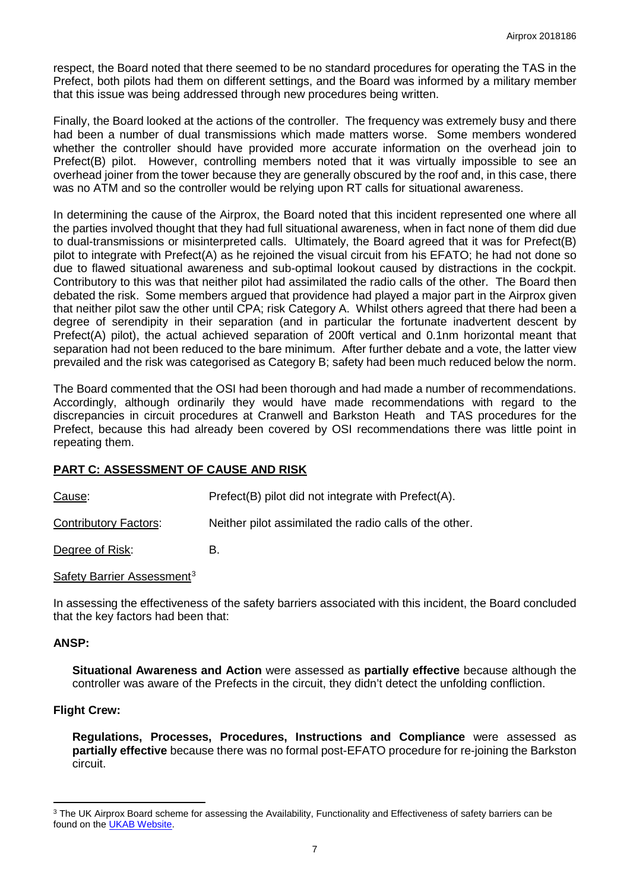respect, the Board noted that there seemed to be no standard procedures for operating the TAS in the Prefect, both pilots had them on different settings, and the Board was informed by a military member that this issue was being addressed through new procedures being written.

Finally, the Board looked at the actions of the controller. The frequency was extremely busy and there had been a number of dual transmissions which made matters worse. Some members wondered whether the controller should have provided more accurate information on the overhead join to Prefect(B) pilot. However, controlling members noted that it was virtually impossible to see an overhead joiner from the tower because they are generally obscured by the roof and, in this case, there was no ATM and so the controller would be relying upon RT calls for situational awareness.

In determining the cause of the Airprox, the Board noted that this incident represented one where all the parties involved thought that they had full situational awareness, when in fact none of them did due to dual-transmissions or misinterpreted calls. Ultimately, the Board agreed that it was for Prefect(B) pilot to integrate with Prefect(A) as he rejoined the visual circuit from his EFATO; he had not done so due to flawed situational awareness and sub-optimal lookout caused by distractions in the cockpit. Contributory to this was that neither pilot had assimilated the radio calls of the other. The Board then debated the risk. Some members argued that providence had played a major part in the Airprox given that neither pilot saw the other until CPA; risk Category A. Whilst others agreed that there had been a degree of serendipity in their separation (and in particular the fortunate inadvertent descent by Prefect(A) pilot), the actual achieved separation of 200ft vertical and 0.1nm horizontal meant that separation had not been reduced to the bare minimum. After further debate and a vote, the latter view prevailed and the risk was categorised as Category B; safety had been much reduced below the norm.

The Board commented that the OSI had been thorough and had made a number of recommendations. Accordingly, although ordinarily they would have made recommendations with regard to the discrepancies in circuit procedures at Cranwell and Barkston Heath and TAS procedures for the Prefect, because this had already been covered by OSI recommendations there was little point in repeating them.

## PART C: ASSESSMENT OF CAUSE AND RISK

Cause: Prefect(B) pilot did not integrate with Prefect(A).

Contributory Factors: Neither pilot assimilated the radio calls of the other.

Degree of Risk: B.

Safety Barrier Assessment[3]

In assessing the effectiveness of the safety barriers associated with this incident, the Board concluded that the key factors had been that:

### ANSP:

**Situational Awareness and Action** were assessed as **partially effective** because although the controller was aware of the Prefects in the circuit, they didn't detect the unfolding confliction.

### Flight Crew:

**Regulations, Processes, Procedures, Instructions and Compliance** were assessed as **partially effective** because there was no formal post-EFATO procedure for re-joining the Barkston circuit.

[3] The UK Airprox Board scheme for assessing the Availability, Functionality and Effectiveness of safety barriers can be found on the UKAB Website.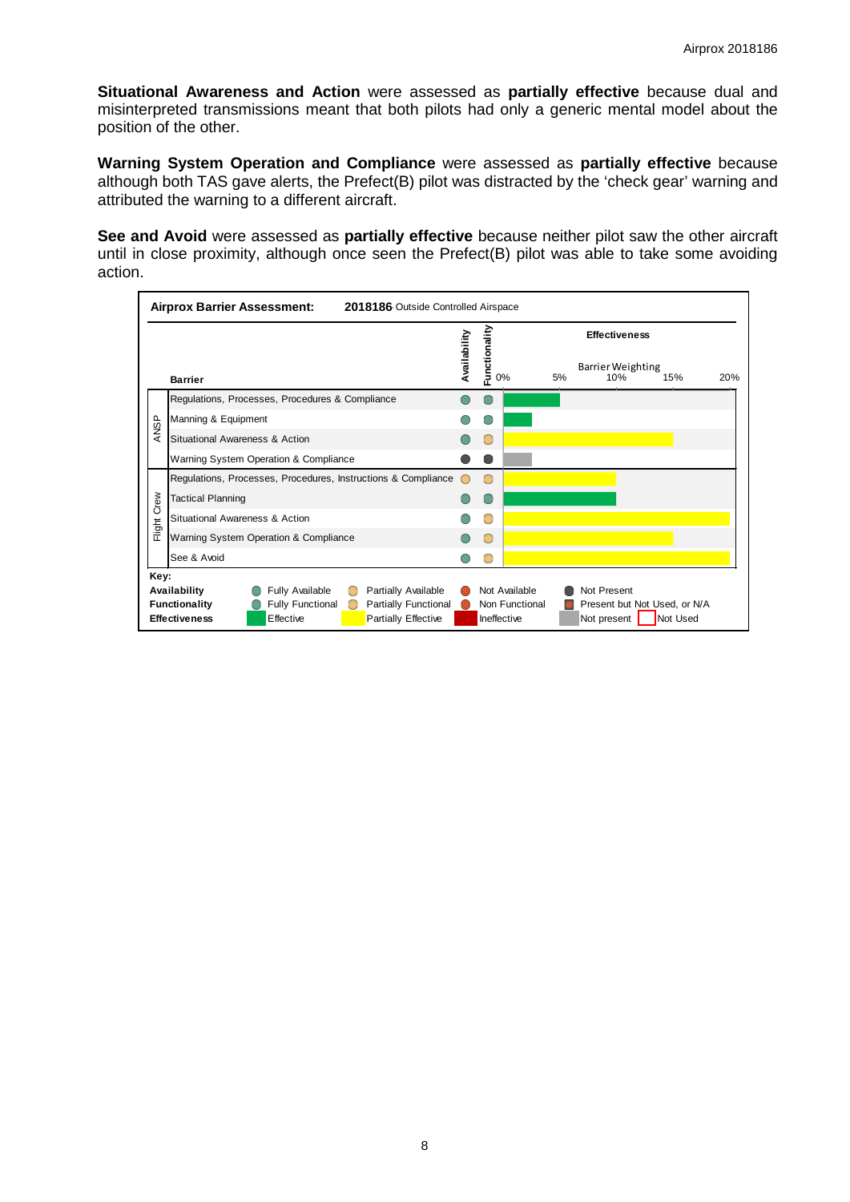**Situational Awareness and Action** were assessed as **partially effective** because dual and misinterpreted transmissions meant that both pilots had only a generic mental model about the position of the other.

**Warning System Operation and Compliance** were assessed as **partially effective** because although both TAS gave alerts, the Prefect(B) pilot was distracted by the 'check gear' warning and attributed the warning to a different aircraft.

**See and Avoid** were assessed as **partially effective** because neither pilot saw the other aircraft until in close proximity, although once seen the Prefect(B) pilot was able to take some avoiding action.

**Airprox Barrier Assessment:** **2018186** Outside Controlled Airspace

**Barrier**

Availability

Functionality

**Effectiveness**

Barrier Weighting

0% 5% 10% 15% 20%

ANSP

Regulations, Processes, Procedures & Compliance

Manning & Equipment

Situational Awareness & Action

Warning System Operation & Compliance

Flight Crew

Regulations, Processes, Procedures, Instructions & Compliance

Tactical Planning

Situational Awareness & Action

Warning System Operation & Compliance

See & Avoid

**Key:**

**Availability** Fully Available, Partially Available, Not Available, Not Present

**Functionality** Fully Functional, Partially Functional, Non Functional, Present but Not Used, or N/A

**Effectiveness** Effective, Partially Effective, Ineffective, Not present, Not Used